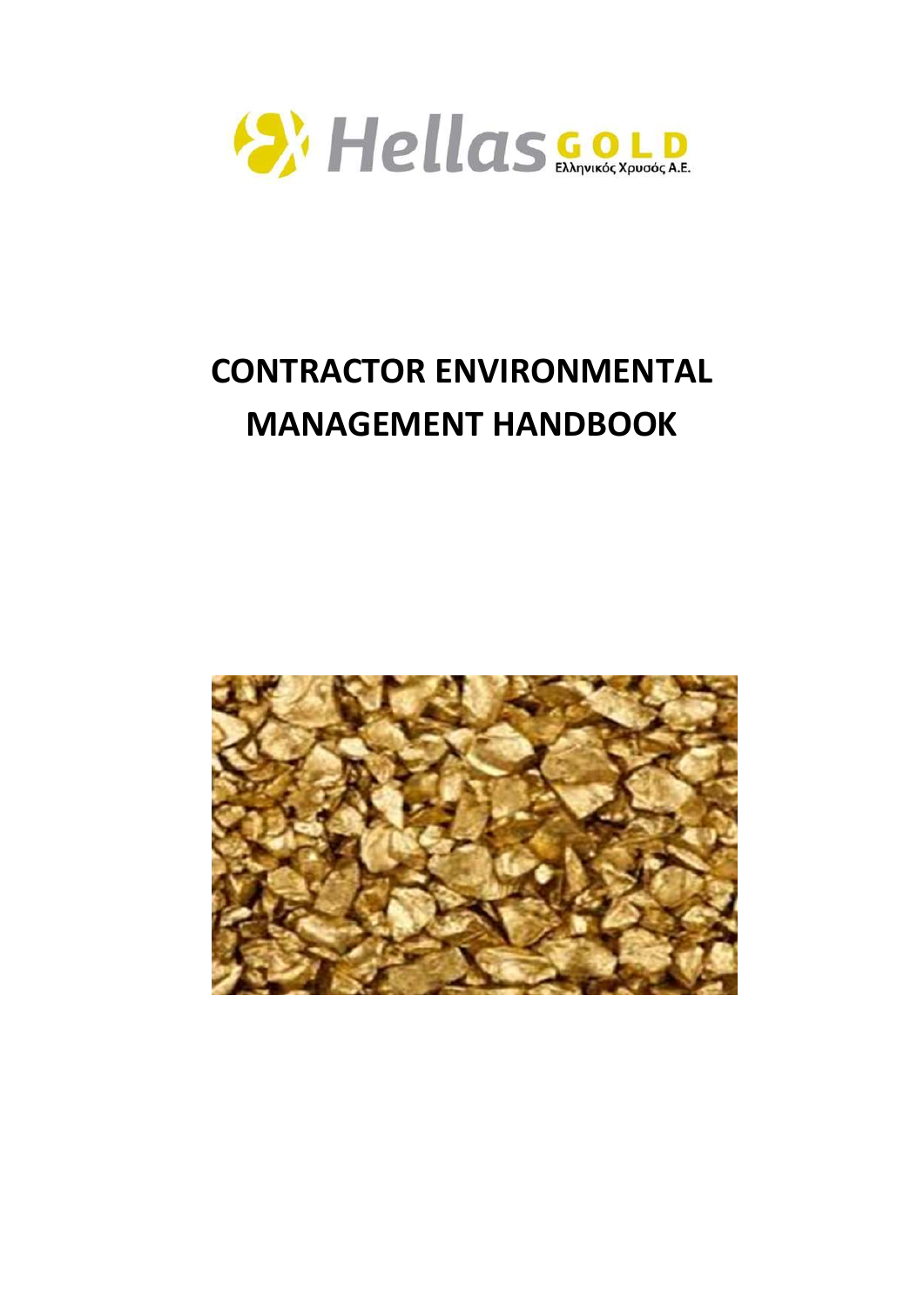Hellas GOLD Ελληνικός Χρυσός Α.Ε.

# CONTRACTOR ENVIRONMENTAL MANAGEMENT HANDBOOK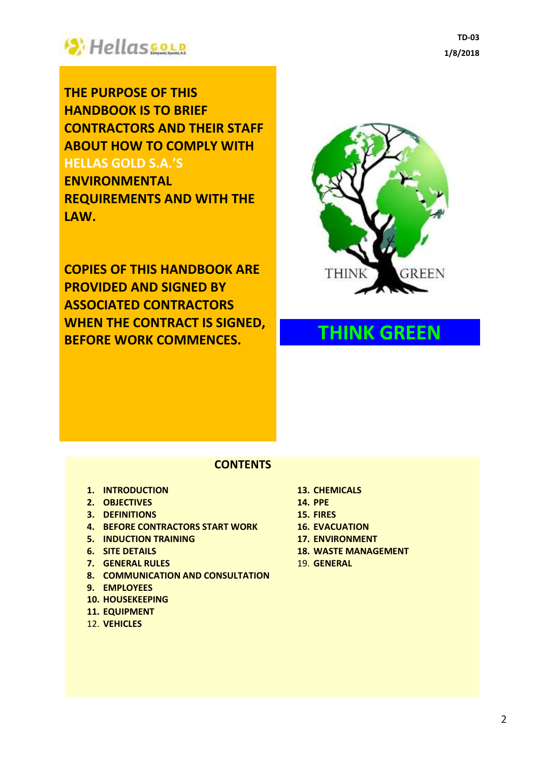TD-03
1/8/2018

**THE PURPOSE OF THIS HANDBOOK IS TO BRIEF CONTRACTORS AND THEIR STAFF ABOUT HOW TO COMPLY WITH HELLAS GOLD S.A.'S ENVIRONMENTAL REQUIREMENTS AND WITH THE LAW.**

**COPIES OF THIS HANDBOOK ARE PROVIDED AND SIGNED BY ASSOCIATED CONTRACTORS WHEN THE CONTRACT IS SIGNED, BEFORE WORK COMMENCES.**

THINK GREEN

**THINK GREEN**

## CONTENTS

1. **INTRODUCTION**
2. **OBJECTIVES**
3. **DEFINITIONS**
4. **BEFORE CONTRACTORS START WORK**
5. **INDUCTION TRAINING**
6. **SITE DETAILS**
7. **GENERAL RULES**
8. **COMMUNICATION AND CONSULTATION**
9. **EMPLOYEES**
10. **HOUSEKEEPING**
11. **EQUIPMENT**
12. **VEHICLES**
13. **CHEMICALS**
14. **PPE**
15. **FIRES**
16. **EVACUATION**
17. **ENVIRONMENT**
18. **WASTE MANAGEMENT**
19. **GENERAL**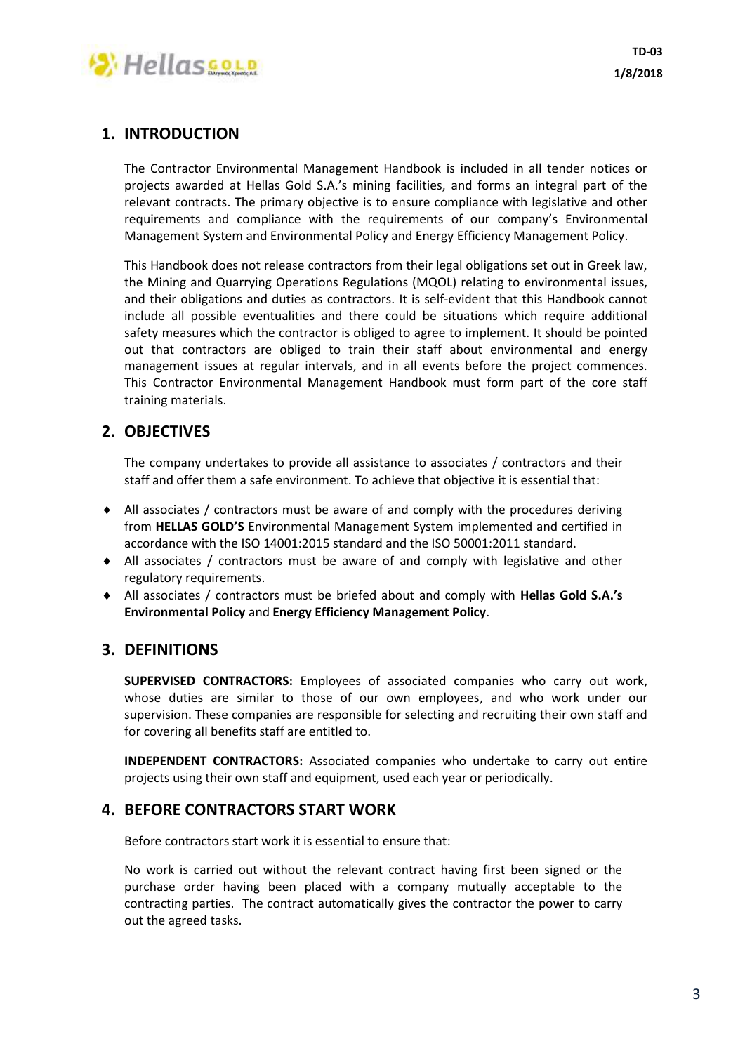## 1. INTRODUCTION

The Contractor Environmental Management Handbook is included in all tender notices or projects awarded at Hellas Gold S.A.'s mining facilities, and forms an integral part of the relevant contracts. The primary objective is to ensure compliance with legislative and other requirements and compliance with the requirements of our company's Environmental Management System and Environmental Policy and Energy Efficiency Management Policy.

This Handbook does not release contractors from their legal obligations set out in Greek law, the Mining and Quarrying Operations Regulations (MQOL) relating to environmental issues, and their obligations and duties as contractors. It is self-evident that this Handbook cannot include all possible eventualities and there could be situations which require additional safety measures which the contractor is obliged to agree to implement. It should be pointed out that contractors are obliged to train their staff about environmental and energy management issues at regular intervals, and in all events before the project commences. This Contractor Environmental Management Handbook must form part of the core staff training materials.

## 2. OBJECTIVES

The company undertakes to provide all assistance to associates / contractors and their staff and offer them a safe environment. To achieve that objective it is essential that:

- All associates / contractors must be aware of and comply with the procedures deriving from **HELLAS GOLD'S** Environmental Management System implemented and certified in accordance with the ISO 14001:2015 standard and the ISO 50001:2011 standard.
- All associates / contractors must be aware of and comply with legislative and other regulatory requirements.
- All associates / contractors must be briefed about and comply with **Hellas Gold S.A.'s Environmental Policy** and **Energy Efficiency Management Policy**.

## 3. DEFINITIONS

**SUPERVISED CONTRACTORS:** Employees of associated companies who carry out work, whose duties are similar to those of our own employees, and who work under our supervision. These companies are responsible for selecting and recruiting their own staff and for covering all benefits staff are entitled to.

**INDEPENDENT CONTRACTORS:** Associated companies who undertake to carry out entire projects using their own staff and equipment, used each year or periodically.

## 4. BEFORE CONTRACTORS START WORK

Before contractors start work it is essential to ensure that:

No work is carried out without the relevant contract having first been signed or the purchase order having been placed with a company mutually acceptable to the contracting parties. The contract automatically gives the contractor the power to carry out the agreed tasks.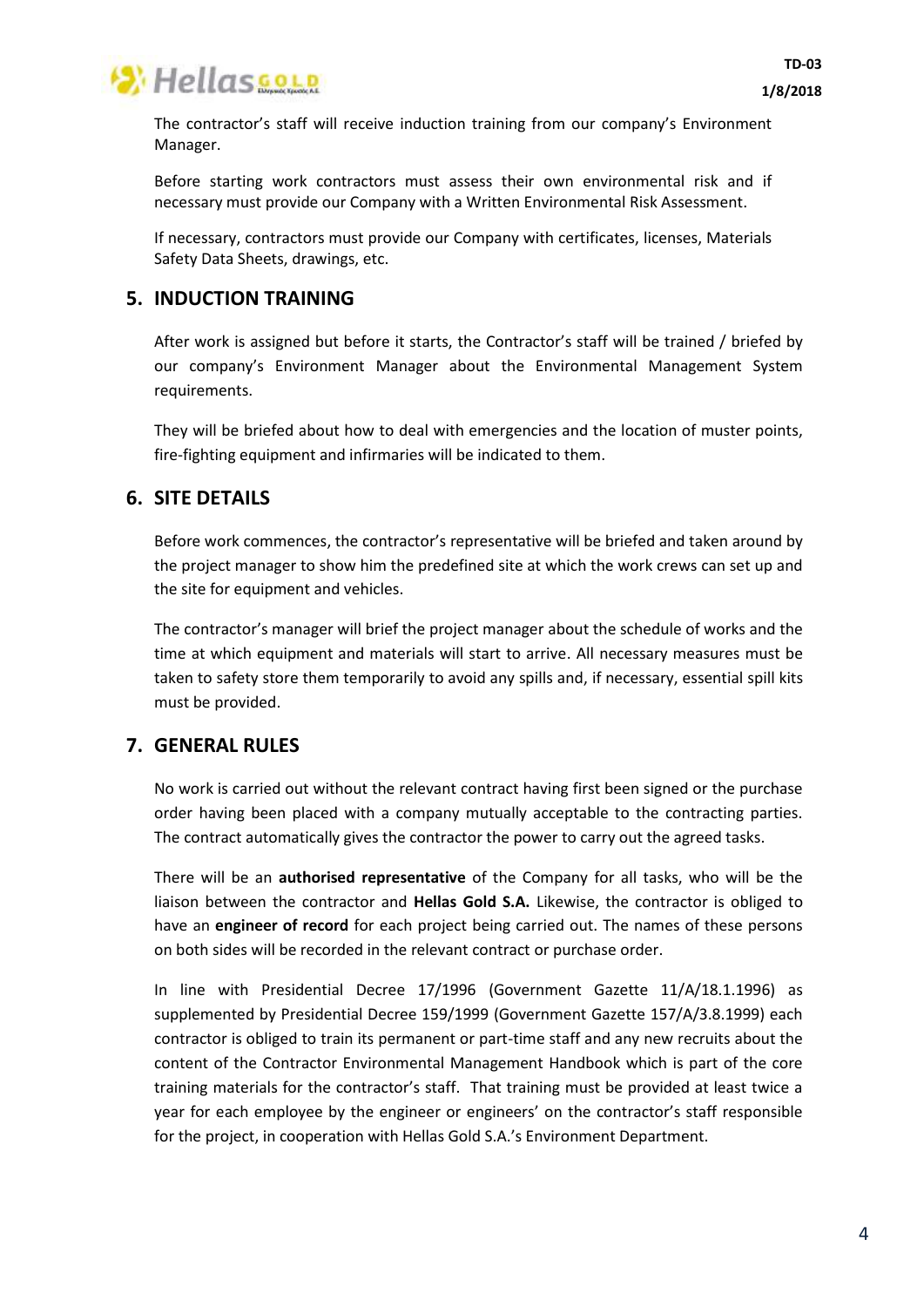The contractor's staff will receive induction training from our company's Environment Manager.

Before starting work contractors must assess their own environmental risk and if necessary must provide our Company with a Written Environmental Risk Assessment.

If necessary, contractors must provide our Company with certificates, licenses, Materials Safety Data Sheets, drawings, etc.

## 5. INDUCTION TRAINING

After work is assigned but before it starts, the Contractor's staff will be trained / briefed by our company's Environment Manager about the Environmental Management System requirements.

They will be briefed about how to deal with emergencies and the location of muster points, fire-fighting equipment and infirmaries will be indicated to them.

## 6. SITE DETAILS

Before work commences, the contractor's representative will be briefed and taken around by the project manager to show him the predefined site at which the work crews can set up and the site for equipment and vehicles.

The contractor's manager will brief the project manager about the schedule of works and the time at which equipment and materials will start to arrive. All necessary measures must be taken to safety store them temporarily to avoid any spills and, if necessary, essential spill kits must be provided.

## 7. GENERAL RULES

No work is carried out without the relevant contract having first been signed or the purchase order having been placed with a company mutually acceptable to the contracting parties. The contract automatically gives the contractor the power to carry out the agreed tasks.

There will be an **authorised representative** of the Company for all tasks, who will be the liaison between the contractor and **Hellas Gold S.A.** Likewise, the contractor is obliged to have an **engineer of record** for each project being carried out. The names of these persons on both sides will be recorded in the relevant contract or purchase order.

In line with Presidential Decree 17/1996 (Government Gazette 11/A/18.1.1996) as supplemented by Presidential Decree 159/1999 (Government Gazette 157/A/3.8.1999) each contractor is obliged to train its permanent or part-time staff and any new recruits about the content of the Contractor Environmental Management Handbook which is part of the core training materials for the contractor's staff. That training must be provided at least twice a year for each employee by the engineer or engineers' on the contractor's staff responsible for the project, in cooperation with Hellas Gold S.A.'s Environment Department.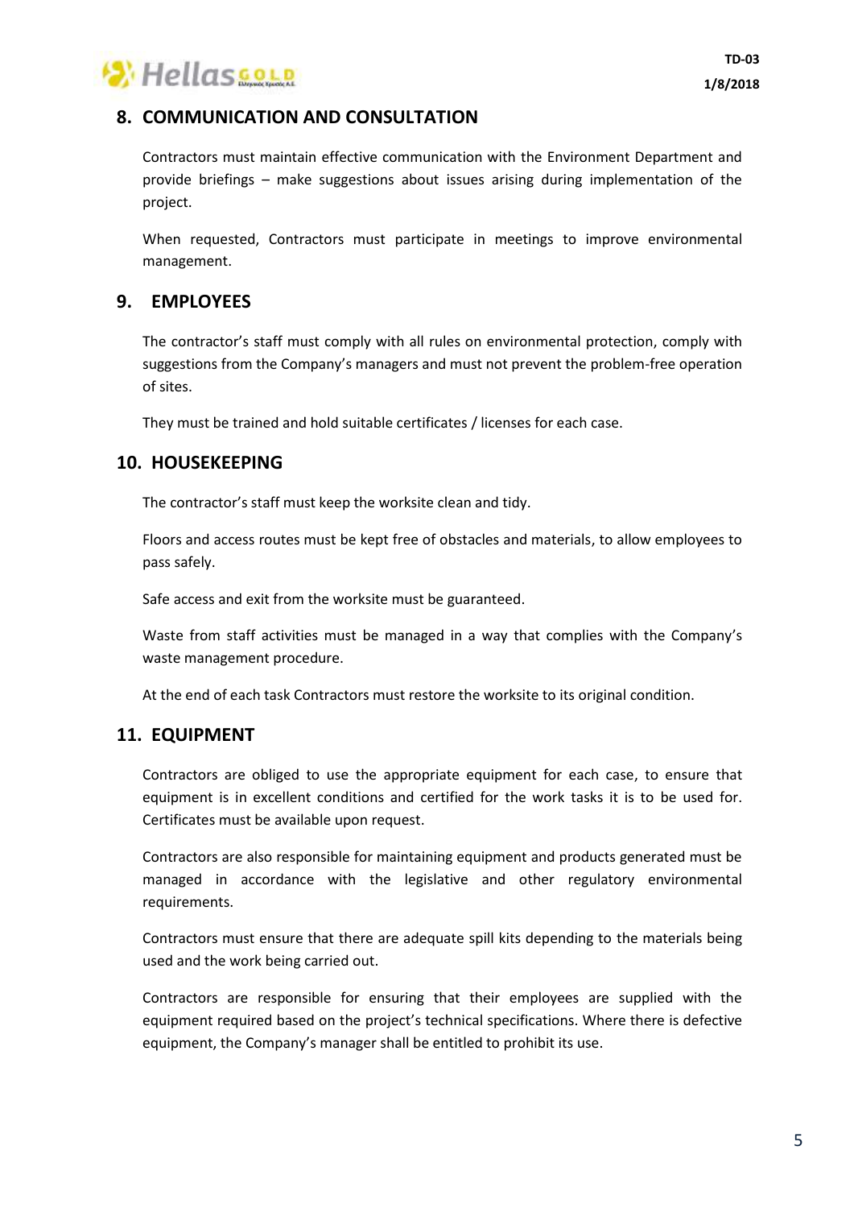## 8. COMMUNICATION AND CONSULTATION

Contractors must maintain effective communication with the Environment Department and provide briefings – make suggestions about issues arising during implementation of the project.

When requested, Contractors must participate in meetings to improve environmental management.

## 9. EMPLOYEES

The contractor's staff must comply with all rules on environmental protection, comply with suggestions from the Company's managers and must not prevent the problem-free operation of sites.

They must be trained and hold suitable certificates / licenses for each case.

## 10. HOUSEKEEPING

The contractor's staff must keep the worksite clean and tidy.

Floors and access routes must be kept free of obstacles and materials, to allow employees to pass safely.

Safe access and exit from the worksite must be guaranteed.

Waste from staff activities must be managed in a way that complies with the Company's waste management procedure.

At the end of each task Contractors must restore the worksite to its original condition.

## 11. EQUIPMENT

Contractors are obliged to use the appropriate equipment for each case, to ensure that equipment is in excellent conditions and certified for the work tasks it is to be used for. Certificates must be available upon request.

Contractors are also responsible for maintaining equipment and products generated must be managed in accordance with the legislative and other regulatory environmental requirements.

Contractors must ensure that there are adequate spill kits depending to the materials being used and the work being carried out.

Contractors are responsible for ensuring that their employees are supplied with the equipment required based on the project's technical specifications. Where there is defective equipment, the Company's manager shall be entitled to prohibit its use.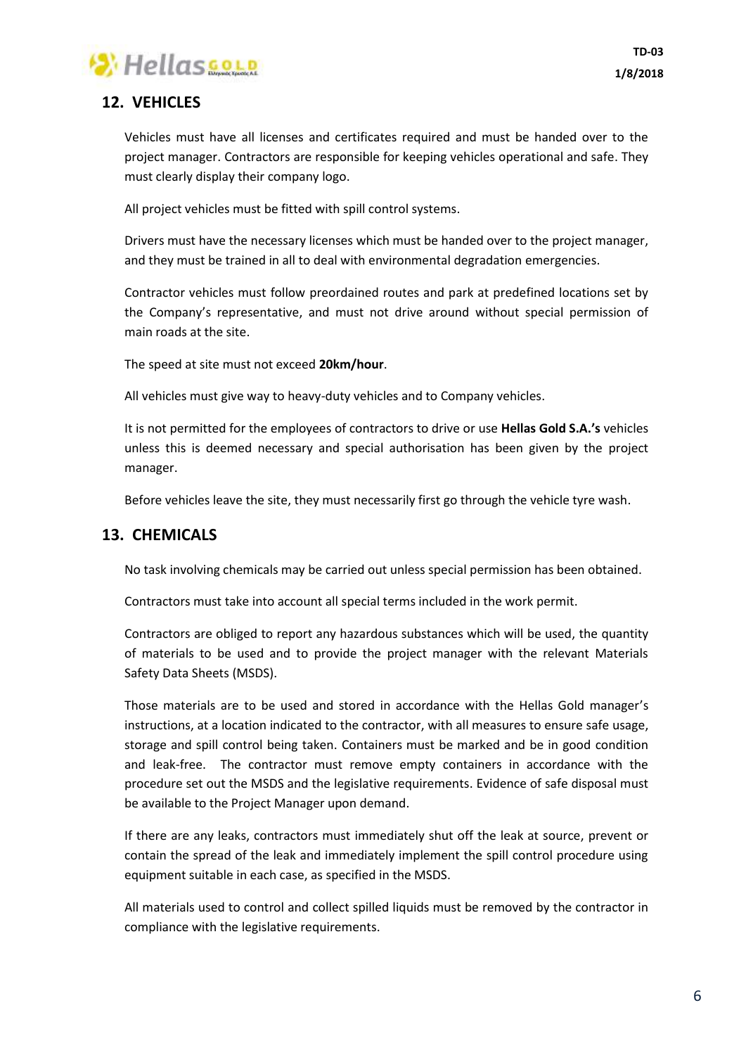## 12. VEHICLES

Vehicles must have all licenses and certificates required and must be handed over to the project manager. Contractors are responsible for keeping vehicles operational and safe. They must clearly display their company logo.

All project vehicles must be fitted with spill control systems.

Drivers must have the necessary licenses which must be handed over to the project manager, and they must be trained in all to deal with environmental degradation emergencies.

Contractor vehicles must follow preordained routes and park at predefined locations set by the Company's representative, and must not drive around without special permission of main roads at the site.

The speed at site must not exceed **20km/hour**.

All vehicles must give way to heavy-duty vehicles and to Company vehicles.

It is not permitted for the employees of contractors to drive or use **Hellas Gold S.A.'s** vehicles unless this is deemed necessary and special authorisation has been given by the project manager.

Before vehicles leave the site, they must necessarily first go through the vehicle tyre wash.

## 13. CHEMICALS

No task involving chemicals may be carried out unless special permission has been obtained.

Contractors must take into account all special terms included in the work permit.

Contractors are obliged to report any hazardous substances which will be used, the quantity of materials to be used and to provide the project manager with the relevant Materials Safety Data Sheets (MSDS).

Those materials are to be used and stored in accordance with the Hellas Gold manager's instructions, at a location indicated to the contractor, with all measures to ensure safe usage, storage and spill control being taken. Containers must be marked and be in good condition and leak-free. The contractor must remove empty containers in accordance with the procedure set out the MSDS and the legislative requirements. Evidence of safe disposal must be available to the Project Manager upon demand.

If there are any leaks, contractors must immediately shut off the leak at source, prevent or contain the spread of the leak and immediately implement the spill control procedure using equipment suitable in each case, as specified in the MSDS.

All materials used to control and collect spilled liquids must be removed by the contractor in compliance with the legislative requirements.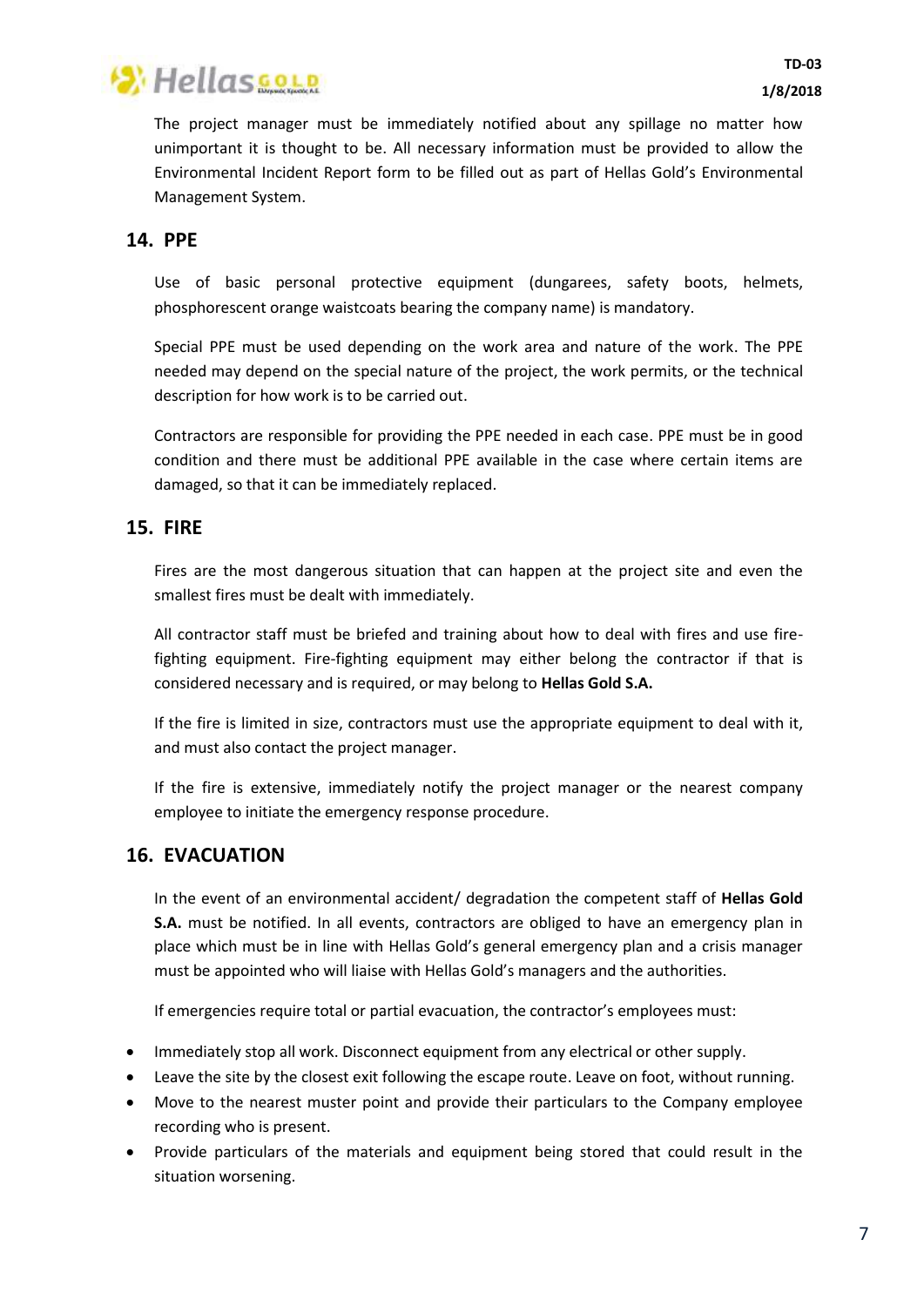The project manager must be immediately notified about any spillage no matter how unimportant it is thought to be. All necessary information must be provided to allow the Environmental Incident Report form to be filled out as part of Hellas Gold's Environmental Management System.

## 14. PPE

Use of basic personal protective equipment (dungarees, safety boots, helmets, phosphorescent orange waistcoats bearing the company name) is mandatory.

Special PPE must be used depending on the work area and nature of the work. The PPE needed may depend on the special nature of the project, the work permits, or the technical description for how work is to be carried out.

Contractors are responsible for providing the PPE needed in each case. PPE must be in good condition and there must be additional PPE available in the case where certain items are damaged, so that it can be immediately replaced.

## 15. FIRE

Fires are the most dangerous situation that can happen at the project site and even the smallest fires must be dealt with immediately.

All contractor staff must be briefed and training about how to deal with fires and use fire-fighting equipment. Fire-fighting equipment may either belong the contractor if that is considered necessary and is required, or may belong to **Hellas Gold S.A.**

If the fire is limited in size, contractors must use the appropriate equipment to deal with it, and must also contact the project manager.

If the fire is extensive, immediately notify the project manager or the nearest company employee to initiate the emergency response procedure.

## 16. EVACUATION

In the event of an environmental accident/ degradation the competent staff of **Hellas Gold S.A.** must be notified. In all events, contractors are obliged to have an emergency plan in place which must be in line with Hellas Gold's general emergency plan and a crisis manager must be appointed who will liaise with Hellas Gold's managers and the authorities.

If emergencies require total or partial evacuation, the contractor's employees must:

- Immediately stop all work. Disconnect equipment from any electrical or other supply.
- Leave the site by the closest exit following the escape route. Leave on foot, without running.
- Move to the nearest muster point and provide their particulars to the Company employee recording who is present.
- Provide particulars of the materials and equipment being stored that could result in the situation worsening.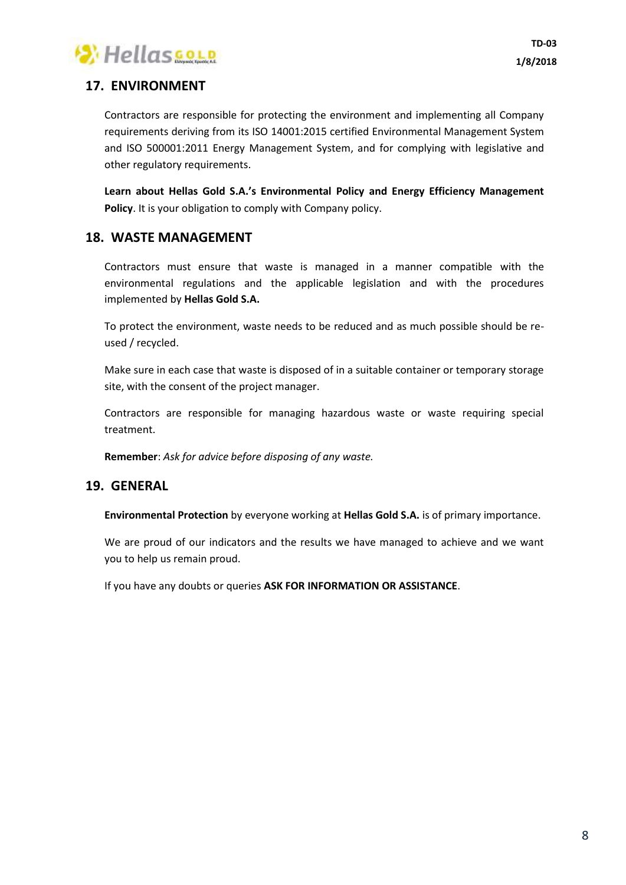## 17. ENVIRONMENT

Contractors are responsible for protecting the environment and implementing all Company requirements deriving from its ISO 14001:2015 certified Environmental Management System and ISO 500001:2011 Energy Management System, and for complying with legislative and other regulatory requirements.

**Learn about Hellas Gold S.A.'s Environmental Policy and Energy Efficiency Management Policy**. It is your obligation to comply with Company policy.

## 18. WASTE MANAGEMENT

Contractors must ensure that waste is managed in a manner compatible with the environmental regulations and the applicable legislation and with the procedures implemented by **Hellas Gold S.A.**

To protect the environment, waste needs to be reduced and as much possible should be re-used / recycled.

Make sure in each case that waste is disposed of in a suitable container or temporary storage site, with the consent of the project manager.

Contractors are responsible for managing hazardous waste or waste requiring special treatment.

**Remember**: *Ask for advice before disposing of any waste.*

## 19. GENERAL

**Environmental Protection** by everyone working at **Hellas Gold S.A.** is of primary importance.

We are proud of our indicators and the results we have managed to achieve and we want you to help us remain proud.

If you have any doubts or queries **ASK FOR INFORMATION OR ASSISTANCE**.